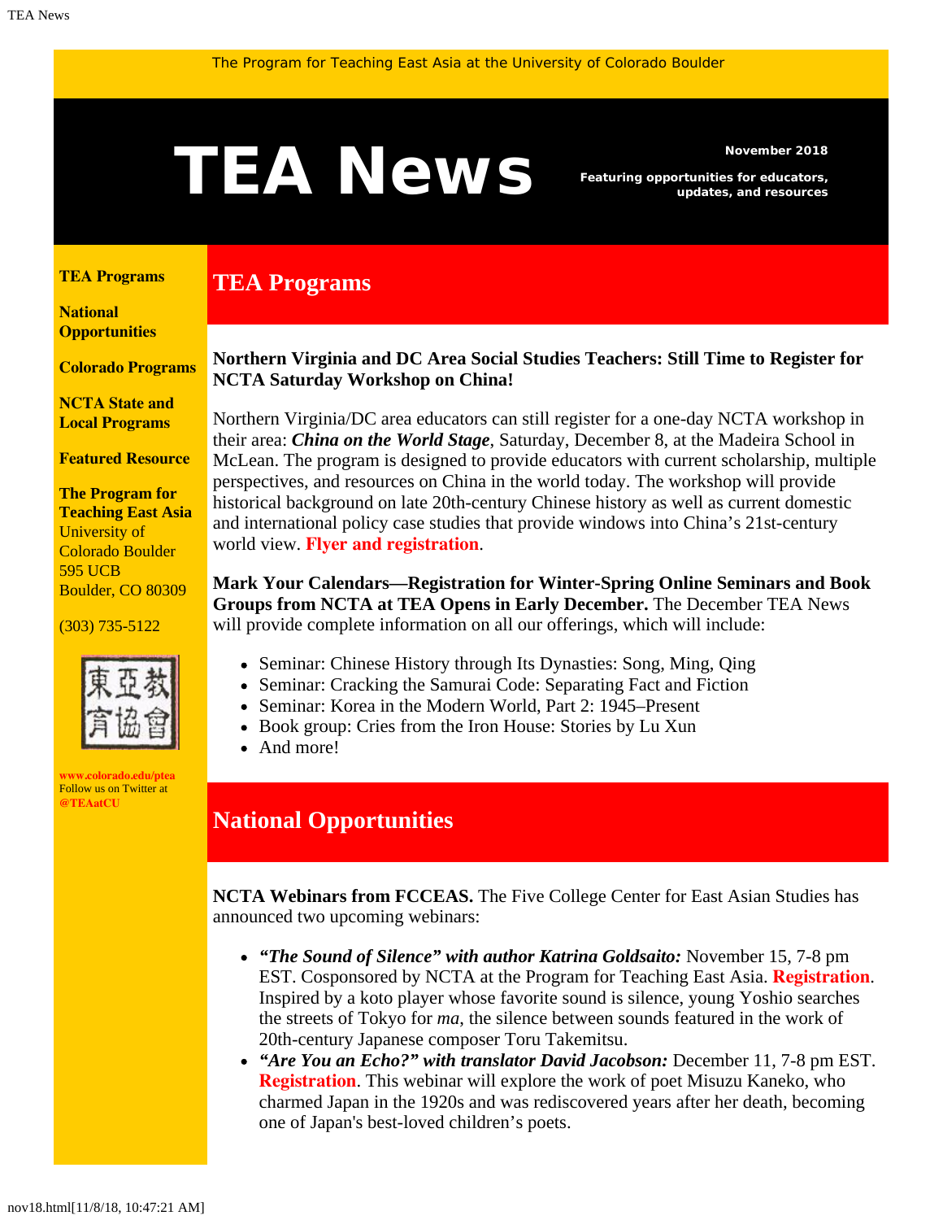The Program for Teaching East Asia at the University of Colorado Boulder

# TEA News

November 2018

Featuring opportunities for educators, updates, and resources

**TEA Programs**

**National Opportunities**

**Colorado Programs**

**NCTA State and Local Programs**

**Featured Resource**

**The Program for Teaching East Asia**
University of Colorado Boulder
595 UCB
Boulder, CO 80309

(303) 735-5122

**www.colorado.edu/ptea**
Follow us on Twitter at **@TEAatCU**

## TEA Programs

**Northern Virginia and DC Area Social Studies Teachers: Still Time to Register for NCTA Saturday Workshop on China!**

Northern Virginia/DC area educators can still register for a one-day NCTA workshop in their area: ***China on the World Stage***, Saturday, December 8, at the Madeira School in McLean. The program is designed to provide educators with current scholarship, multiple perspectives, and resources on China in the world today. The workshop will provide historical background on late 20th-century Chinese history as well as current domestic and international policy case studies that provide windows into China's 21st-century world view. **Flyer and registration**.

**Mark Your Calendars—Registration for Winter-Spring Online Seminars and Book Groups from NCTA at TEA Opens in Early December.** The December TEA News will provide complete information on all our offerings, which will include:

- Seminar: Chinese History through Its Dynasties: Song, Ming, Qing
- Seminar: Cracking the Samurai Code: Separating Fact and Fiction
- Seminar: Korea in the Modern World, Part 2: 1945–Present
- Book group: Cries from the Iron House: Stories by Lu Xun
- And more!

## National Opportunities

**NCTA Webinars from FCCEAS.** The Five College Center for East Asian Studies has announced two upcoming webinars:

- ***"The Sound of Silence" with author Katrina Goldsaito:*** November 15, 7-8 pm EST. Cosponsored by NCTA at the Program for Teaching East Asia. **Registration**. Inspired by a koto player whose favorite sound is silence, young Yoshio searches the streets of Tokyo for *ma*, the silence between sounds featured in the work of 20th-century Japanese composer Toru Takemitsu.
- ***"Are You an Echo?" with translator David Jacobson:*** December 11, 7-8 pm EST. **Registration**. This webinar will explore the work of poet Misuzu Kaneko, who charmed Japan in the 1920s and was rediscovered years after her death, becoming one of Japan's best-loved children's poets.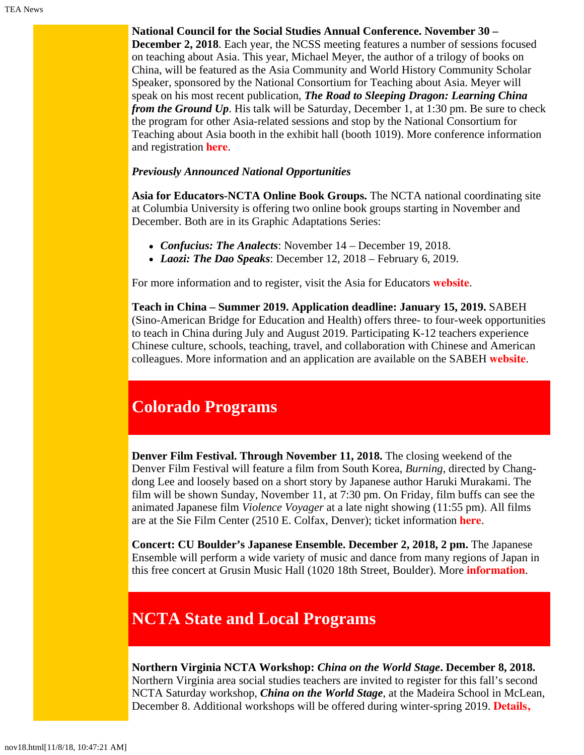**National Council for the Social Studies Annual Conference. November 30 – December 2, 2018**. Each year, the NCSS meeting features a number of sessions focused on teaching about Asia. This year, Michael Meyer, the author of a trilogy of books on China, will be featured as the Asia Community and World History Community Scholar Speaker, sponsored by the National Consortium for Teaching about Asia. Meyer will speak on his most recent publication, ***The Road to Sleeping Dragon: Learning China from the Ground Up***. His talk will be Saturday, December 1, at 1:30 pm. Be sure to check the program for other Asia-related sessions and stop by the National Consortium for Teaching about Asia booth in the exhibit hall (booth 1019). More conference information and registration **here**.

***Previously Announced National Opportunities***

**Asia for Educators-NCTA Online Book Groups.** The NCTA national coordinating site at Columbia University is offering two online book groups starting in November and December. Both are in its Graphic Adaptations Series:

- ***Confucius: The Analects***: November 14 – December 19, 2018.
- ***Laozi: The Dao Speaks***: December 12, 2018 – February 6, 2019.

For more information and to register, visit the Asia for Educators **website**.

**Teach in China – Summer 2019. Application deadline: January 15, 2019.** SABEH (Sino-American Bridge for Education and Health) offers three- to four-week opportunities to teach in China during July and August 2019. Participating K-12 teachers experience Chinese culture, schools, teaching, travel, and collaboration with Chinese and American colleagues. More information and an application are available on the SABEH **website**.

## Colorado Programs

**Denver Film Festival. Through November 11, 2018.** The closing weekend of the Denver Film Festival will feature a film from South Korea, *Burning*, directed by Chang-dong Lee and loosely based on a short story by Japanese author Haruki Murakami. The film will be shown Sunday, November 11, at 7:30 pm. On Friday, film buffs can see the animated Japanese film *Violence Voyager* at a late night showing (11:55 pm). All films are at the Sie Film Center (2510 E. Colfax, Denver); ticket information **here**.

**Concert: CU Boulder's Japanese Ensemble. December 2, 2018, 2 pm.** The Japanese Ensemble will perform a wide variety of music and dance from many regions of Japan in this free concert at Grusin Music Hall (1020 18th Street, Boulder). More **information**.

## NCTA State and Local Programs

**Northern Virginia NCTA Workshop: *China on the World Stage*. December 8, 2018.** Northern Virginia area social studies teachers are invited to register for this fall's second NCTA Saturday workshop, ***China on the World Stage***, at the Madeira School in McLean, December 8. Additional workshops will be offered during winter-spring 2019. **Details,**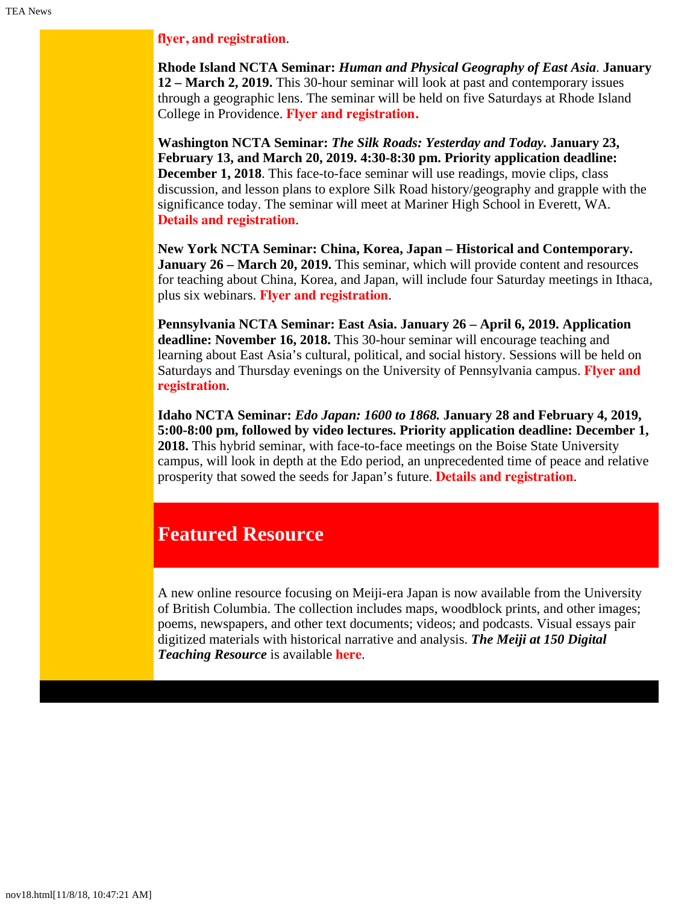**flyer, and registration**.

**Rhode Island NCTA Seminar:** ***Human and Physical Geography of East Asia*****. January 12 – March 2, 2019.** This 30-hour seminar will look at past and contemporary issues through a geographic lens. The seminar will be held on five Saturdays at Rhode Island College in Providence. **Flyer and registration.**

**Washington NCTA Seminar:** ***The Silk Roads: Yesterday and Today*****. January 23, February 13, and March 20, 2019. 4:30-8:30 pm. Priority application deadline: December 1, 2018**. This face-to-face seminar will use readings, movie clips, class discussion, and lesson plans to explore Silk Road history/geography and grapple with the significance today. The seminar will meet at Mariner High School in Everett, WA. **Details and registration**.

**New York NCTA Seminar: China, Korea, Japan – Historical and Contemporary. January 26 – March 20, 2019.** This seminar, which will provide content and resources for teaching about China, Korea, and Japan, will include four Saturday meetings in Ithaca, plus six webinars. **Flyer and registration**.

**Pennsylvania NCTA Seminar: East Asia. January 26 – April 6, 2019. Application deadline: November 16, 2018.** This 30-hour seminar will encourage teaching and learning about East Asia's cultural, political, and social history. Sessions will be held on Saturdays and Thursday evenings on the University of Pennsylvania campus. **Flyer and registration**.

**Idaho NCTA Seminar:** ***Edo Japan: 1600 to 1868.*** **January 28 and February 4, 2019, 5:00-8:00 pm, followed by video lectures. Priority application deadline: December 1, 2018.** This hybrid seminar, with face-to-face meetings on the Boise State University campus, will look in depth at the Edo period, an unprecedented time of peace and relative prosperity that sowed the seeds for Japan's future. **Details and registration**.

## Featured Resource

A new online resource focusing on Meiji-era Japan is now available from the University of British Columbia. The collection includes maps, woodblock prints, and other images; poems, newspapers, and other text documents; videos; and podcasts. Visual essays pair digitized materials with historical narrative and analysis. ***The Meiji at 150 Digital Teaching Resource*** is available **here**.